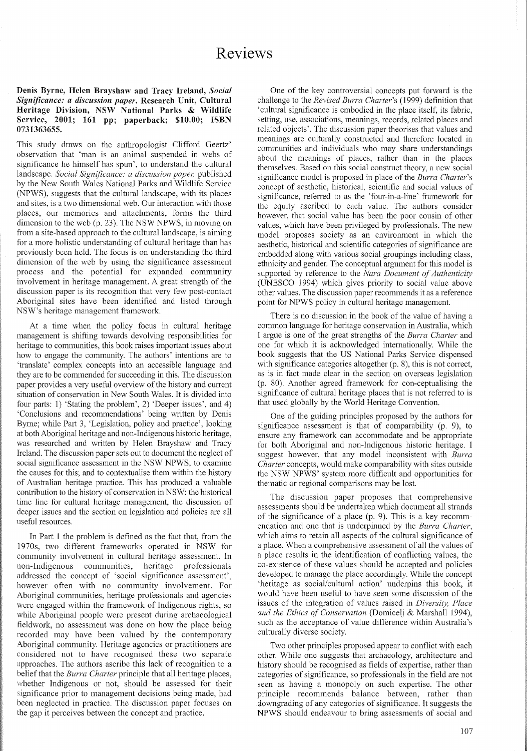# Reviews

**Denis Byrne, Helen Brayshaw and Tracy Ireland, *Social Significance: a discussion paper*. Research Unit, Cultural Heritage Division, NSW National Parks & Wildlife Service, 2001; 161 pp; paperback; $10.00; ISBN 0731363655.**

This study draws on the anthropologist Clifford Geertz' observation that 'man is an animal suspended in webs of significance he himself has spun', to understand the cultural landscape. *Social Significance: a discussion paper*, published by the New South Wales National Parks and Wildlife Service (NPWS), suggests that the cultural landscape, with its places and sites, is a two dimensional web. Our interaction with those places, our memories and attachments, forms the third dimension to the web (p. 23). The NSW NPWS, in moving on from a site-based approach to the cultural landscape, is aiming for a more holistic understanding of cultural heritage than has previously been held. The focus is on understanding the third dimension of the web by using the significance assessment process and the potential for expanded community involvement in heritage management. A great strength of the discussion paper is its recognition that very few post-contact Aboriginal sites have been identified and listed through NSW's heritage management framework.

At a time when the policy focus in cultural heritage management is shifting towards devolving responsibilities for heritage to communities, this book raises important issues about how to engage the community. The authors' intentions are to 'translate' complex concepts into an accessible language and they are to be commended for succeeding in this. The discussion paper provides a very useful overview of the history and current situation of conservation in New South Wales. It is divided into four parts: 1) 'Stating the problem', 2) 'Deeper issues', and 4) 'Conclusions and recommendations' being written by Denis Byrne; while Part 3, 'Legislation, policy and practice', looking at both Aboriginal heritage and non-Indigenous historic heritage, was researched and written by Helen Brayshaw and Tracy Ireland. The discussion paper sets out to document the neglect of social significance assessment in the NSW NPWS; to examine the causes for this; and to contextualise them within the history of Australian heritage practice. This has produced a valuable contribution to the history of conservation in NSW: the historical time line for cultural heritage management, the discussion of deeper issues and the section on legislation and policies are all useful resources.

In Part 1 the problem is defined as the fact that, from the 1970s, two different frameworks operated in NSW for community involvement in cultural heritage assessment. In non-Indigenous communities, heritage professionals addressed the concept of 'social significance assessment', however often with no community involvement. For Aboriginal communities, heritage professionals and agencies were engaged within the framework of Indigenous rights, so while Aboriginal people were present during archaeological fieldwork, no assessment was done on how the place being recorded may have been valued by the contemporary Aboriginal community. Heritage agencies or practitioners are considered not to have recognised these two separate approaches. The authors ascribe this lack of recognition to a belief that the *Burra Charter* principle that all heritage places, whether Indigenous or not, should be assessed for their significance prior to management decisions being made, had been neglected in practice. The discussion paper focuses on the gap it perceives between the concept and practice.

One of the key controversial concepts put forward is the challenge to the *Revised Burra Charter*'s (1999) definition that 'cultural significance is embodied in the place itself, its fabric, setting, use, associations, meanings, records, related places and related objects'. The discussion paper theorises that values and meanings are culturally constructed and therefore located in communities and individuals who may share understandings about the meanings of places, rather than in the places themselves. Based on this social construct theory, a new social significance model is proposed in place of the *Burra Charter*'s concept of aesthetic, historical, scientific and social values of significance, referred to as the 'four-in-a-line' framework for the equity ascribed to each value. The authors consider however, that social value has been the poor cousin of other values, which have been privileged by professionals. The new model proposes society as an environment in which the aesthetic, historical and scientific categories of significance are embedded along with various social groupings including class, ethnicity and gender. The conceptual argument for this model is supported by reference to the *Nara Document of Authenticity* (UNESCO 1994) which gives priority to social value above other values. The discussion paper recommends it as a reference point for NPWS policy in cultural heritage management.

There is no discussion in the book of the value of having a common language for heritage conservation in Australia, which I argue is one of the great strengths of the *Burra Charter* and one for which it is acknowledged internationally. While the book suggests that the US National Parks Service dispensed with significance categories altogether (p. 8), this is not correct, as is in fact made clear in the section on overseas legislation (p. 80). Another agreed framework for con-ceptualising the significance of cultural heritage places that is not referred to is that used globally by the World Heritage Convention.

One of the guiding principles proposed by the authors for significance assessment is that of comparability (p. 9), to ensure any framework can accommodate and be appropriate for both Aboriginal and non-Indigenous historic heritage. I suggest however, that any model inconsistent with *Burra Charter* concepts, would make comparability with sites outside the NSW NPWS' system more difficult and opportunities for thematic or regional comparisons may be lost.

The discussion paper proposes that comprehensive assessments should be undertaken which document all strands of the significance of a place (p. 9). This is a key recommendation and one that is underpinned by the *Burra Charter*, which aims to retain all aspects of the cultural significance of a place. When a comprehensive assessment of all the values of a place results in the identification of conflicting values, the co-existence of these values should be accepted and policies developed to manage the place accordingly. While the concept 'heritage as social/cultural action' underpins this book, it would have been useful to have seen some discussion of the issues of the integration of values raised in *Diversity, Place and the Ethics of Conservation* (Domicelj & Marshall 1994), such as the acceptance of value difference within Australia's culturally diverse society.

Two other principles proposed appear to conflict with each other. While one suggests that archaeology, architecture and history should be recognised as fields of expertise, rather than categories of significance, so professionals in the field are not seen as having a monopoly on such expertise. The other principle recommends balance between, rather than downgrading of any categories of significance. It suggests the NPWS should endeavour to bring assessments of social and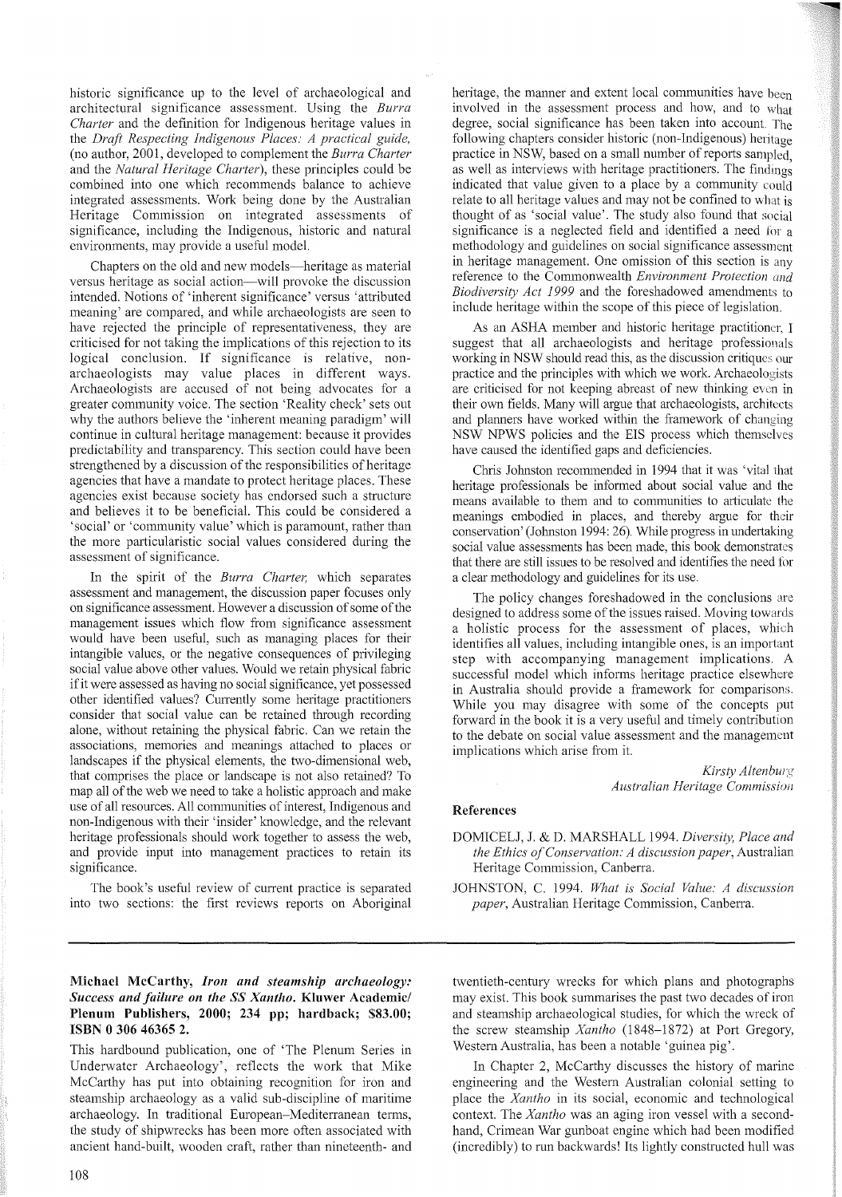historic significance up to the level of archaeological and architectural significance assessment. Using the *Burra Charter* and the definition for Indigenous heritage values in the *Draft Respecting Indigenous Places: A practical guide,* (no author, 2001, developed to complement the *Burra Charter* and the *Natural Heritage Charter*), these principles could be combined into one which recommends balance to achieve integrated assessments. Work being done by the Australian Heritage Commission on integrated assessments of significance, including the Indigenous, historic and natural environments, may provide a useful model.

Chapters on the old and new models—heritage as material versus heritage as social action—will provoke the discussion intended. Notions of 'inherent significance' versus 'attributed meaning' are compared, and while archaeologists are seen to have rejected the principle of representativeness, they are criticised for not taking the implications of this rejection to its logical conclusion. If significance is relative, non-archaeologists may value places in different ways. Archaeologists are accused of not being advocates for a greater community voice. The section 'Reality check' sets out why the authors believe the 'inherent meaning paradigm' will continue in cultural heritage management: because it provides predictability and transparency. This section could have been strengthened by a discussion of the responsibilities of heritage agencies that have a mandate to protect heritage places. These agencies exist because society has endorsed such a structure and believes it to be beneficial. This could be considered a 'social' or 'community value' which is paramount, rather than the more particularistic social values considered during the assessment of significance.

In the spirit of the *Burra Charter,* which separates assessment and management, the discussion paper focuses only on significance assessment. However a discussion of some of the management issues which flow from significance assessment would have been useful, such as managing places for their intangible values, or the negative consequences of privileging social value above other values. Would we retain physical fabric if it were assessed as having no social significance, yet possessed other identified values? Currently some heritage practitioners consider that social value can be retained through recording alone, without retaining the physical fabric. Can we retain the associations, memories and meanings attached to places or landscapes if the physical elements, the two-dimensional web, that comprises the place or landscape is not also retained? To map all of the web we need to take a holistic approach and make use of all resources. All communities of interest, Indigenous and non-Indigenous with their 'insider' knowledge, and the relevant heritage professionals should work together to assess the web, and provide input into management practices to retain its significance.

The book's useful review of current practice is separated into two sections: the first reviews reports on Aboriginal heritage, the manner and extent local communities have been involved in the assessment process and how, and to what degree, social significance has been taken into account. The following chapters consider historic (non-Indigenous) heritage practice in NSW, based on a small number of reports sampled, as well as interviews with heritage practitioners. The findings indicated that value given to a place by a community could relate to all heritage values and may not be confined to what is thought of as 'social value'. The study also found that social significance is a neglected field and identified a need for a methodology and guidelines on social significance assessment in heritage management. One omission of this section is any reference to the Commonwealth *Environment Protection and Biodiversity Act 1999* and the foreshadowed amendments to include heritage within the scope of this piece of legislation.

As an ASHA member and historic heritage practitioner, I suggest that all archaeologists and heritage professionals working in NSW should read this, as the discussion critiques our practice and the principles with which we work. Archaeologists are criticised for not keeping abreast of new thinking even in their own fields. Many will argue that archaeologists, architects and planners have worked within the framework of changing NSW NPWS policies and the EIS process which themselves have caused the identified gaps and deficiencies.

Chris Johnston recommended in 1994 that it was 'vital that heritage professionals be informed about social value and the means available to them and to communities to articulate the meanings embodied in places, and thereby argue for their conservation' (Johnston 1994: 26). While progress in undertaking social value assessments has been made, this book demonstrates that there are still issues to be resolved and identifies the need for a clear methodology and guidelines for its use.

The policy changes foreshadowed in the conclusions are designed to address some of the issues raised. Moving towards a holistic process for the assessment of places, which identifies all values, including intangible ones, is an important step with accompanying management implications. A successful model which informs heritage practice elsewhere in Australia should provide a framework for comparisons. While you may disagree with some of the concepts put forward in the book it is a very useful and timely contribution to the debate on social value assessment and the management implications which arise from it.

*Kirsty Altenburg*
*Australian Heritage Commission*

## References

DOMICELJ, J. & D. MARSHALL 1994. *Diversity, Place and the Ethics of Conservation: A discussion paper*, Australian Heritage Commission, Canberra.

JOHNSTON, C. 1994. *What is Social Value: A discussion paper*, Australian Heritage Commission, Canberra.

---

**Michael McCarthy, *Iron and steamship archaeology: Success and failure on the SS Xantho.* Kluwer Academic/ Plenum Publishers, 2000; 234 pp; hardback; $83.00; ISBN 0 306 46365 2.**

This hardbound publication, one of 'The Plenum Series in Underwater Archaeology', reflects the work that Mike McCarthy has put into obtaining recognition for iron and steamship archaeology as a valid sub-discipline of maritime archaeology. In traditional European–Mediterranean terms, the study of shipwrecks has been more often associated with ancient hand-built, wooden craft, rather than nineteenth- and twentieth-century wrecks for which plans and photographs may exist. This book summarises the past two decades of iron and steamship archaeological studies, for which the wreck of the screw steamship *Xantho* (1848–1872) at Port Gregory, Western Australia, has been a notable 'guinea pig'.

In Chapter 2, McCarthy discusses the history of marine engineering and the Western Australian colonial setting to place the *Xantho* in its social, economic and technological context. The *Xantho* was an aging iron vessel with a second-hand, Crimean War gunboat engine which had been modified (incredibly) to run backwards! Its lightly constructed hull was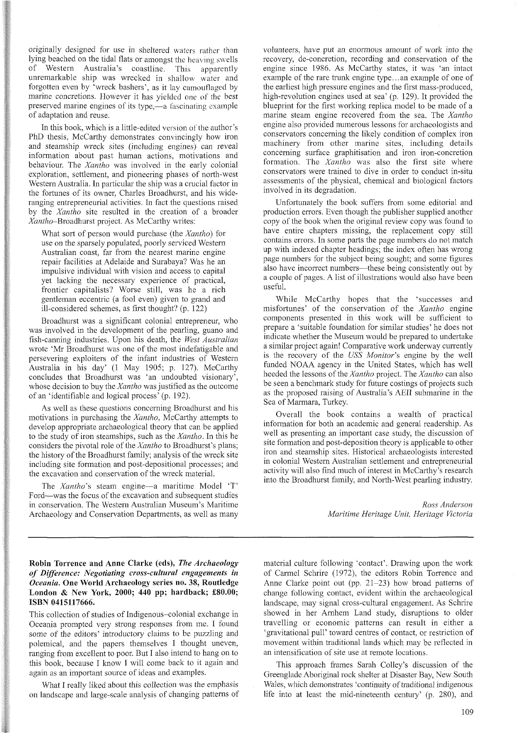originally designed for use in sheltered waters rather than lying beached on the tidal flats or amongst the heaving swells of Western Australia's coastline. This apparently unremarkable ship was wrecked in shallow water and forgotten even by 'wreck bashers', as it lay camouflaged by marine concretions. However it has yielded one of the best preserved marine engines of its type,—a fascinating example of adaptation and reuse.

In this book, which is a little-edited version of the author's PhD thesis, McCarthy demonstrates convincingly how iron and steamship wreck sites (including engines) can reveal information about past human actions, motivations and behaviour. The *Xantho* was involved in the early colonial exploration, settlement, and pioneering phases of north-west Western Australia. In particular the ship was a crucial factor in the fortunes of its owner, Charles Broadhurst, and his wide-ranging entrepreneurial activities. In fact the questions raised by the *Xantho* site resulted in the creation of a broader *Xantho*–Broadhurst project. As McCarthy writes:

> What sort of person would purchase (the *Xantho*) for use on the sparsely populated, poorly serviced Western Australian coast, far from the nearest marine engine repair facilities at Adelaide and Surabaya? Was he an impulsive individual with vision and access to capital yet lacking the necessary experience of practical, frontier capitalists? Worse still, was he a rich gentleman eccentric (a fool even) given to grand and ill-considered schemes, as first thought? (p. 122)

Broadhurst was a significant colonial entrepreneur, who was involved in the development of the pearling, guano and fish-canning industries. Upon his death, the *West Australian* wrote 'Mr Broadhurst was one of the most indefatigable and persevering exploiters of the infant industries of Western Australia in his day' (1 May 1905; p. 127). McCarthy concludes that Broadhurst was 'an undoubted visionary', whose decision to buy the *Xantho* was justified as the outcome of an 'identifiable and logical process' (p. 192).

As well as these questions concerning Broadhurst and his motivations in purchasing the *Xantho*, McCarthy attempts to develop appropriate archaeological theory that can be applied to the study of iron steamships, such as the *Xantho*. In this he considers the pivotal role of the *Xantho* to Broadhurst's plans; the history of the Broadhurst family; analysis of the wreck site including site formation and post-depositional processes; and the excavation and conservation of the wreck material.

The *Xantho*'s steam engine—a maritime Model 'T' Ford—was the focus of the excavation and subsequent studies in conservation. The Western Australian Museum's Maritime Archaeology and Conservation Departments, as well as many volunteers, have put an enormous amount of work into the recovery, de-concretion, recording and conservation of the engine since 1986. As McCarthy states, it was 'an intact example of the rare trunk engine type...an example of one of the earliest high pressure engines and the first mass-produced, high-revolution engines used at sea' (p. 129). It provided the blueprint for the first working replica model to be made of a marine steam engine recovered from the sea. The *Xantho* engine also provided numerous lessons for archaeologists and conservators concerning the likely condition of complex iron machinery from other marine sites, including details concerning surface graphitisation and iron iron-concretion formation. The *Xantho* was also the first site where conservators were trained to dive in order to conduct in-situ assessments of the physical, chemical and biological factors involved in its degradation.

Unfortunately the book suffers from some editorial and production errors. Even though the publisher supplied another copy of the book when the original review copy was found to have entire chapters missing, the replacement copy still contains errors. In some parts the page numbers do not match up with indexed chapter headings; the index often has wrong page numbers for the subject being sought; and some figures also have incorrect numbers—these being consistently out by a couple of pages. A list of illustrations would also have been useful.

While McCarthy hopes that the 'successes and misfortunes' of the conservation of the *Xantho* engine components presented in this work will be sufficient to prepare a 'suitable foundation for similar studies' he does not indicate whether the Museum would be prepared to undertake a similar project again! Comparative work underway currently is the recovery of the *USS Monitor*'s engine by the well funded NOAA agency in the United States, which has well heeded the lessons of the *Xantho* project. The *Xantho* can also be seen a benchmark study for future costings of projects such as the proposed raising of Australia's AEII submarine in the Sea of Marmara, Turkey.

Overall the book contains a wealth of practical information for both an academic and general readership. As well as presenting an important case study, the discussion of site formation and post-deposition theory is applicable to other iron and steamship sites. Historical archaeologists interested in colonial Western Australian settlement and entrepreneurial activity will also find much of interest in McCarthy's research into the Broadhurst family, and North-West pearling industry.

*Ross Anderson*
*Maritime Heritage Unit, Heritage Victoria*

---

**Robin Torrence and Anne Clarke (eds), *The Archaeology of Difference: Negotiating cross-cultural engagements in Oceania*. One World Archaeology series no. 38, Routledge London & New York, 2000; 440 pp; hardback; £80.00; ISBN 0415117666.**

This collection of studies of Indigenous–colonial exchange in Oceania prompted very strong responses from me. I found some of the editors' introductory claims to be puzzling and polemical, and the papers themselves I thought uneven, ranging from excellent to poor. But I also intend to hang on to this book, because I know I will come back to it again and again as an important source of ideas and examples.

What I really liked about this collection was the emphasis on landscape and large-scale analysis of changing patterns of material culture following 'contact'. Drawing upon the work of Carmel Schrire (1972), the editors Robin Torrence and Anne Clarke point out (pp. 21–23) how broad patterns of change following contact, evident within the archaeological landscape, may signal cross-cultural engagement. As Schrire showed in her Arnhem Land study, disruptions to older travelling or economic patterns can result in either a 'gravitational pull' toward centres of contact, or restriction of movement within traditional lands which may be reflected in an intensification of site use at remote locations.

This approach frames Sarah Colley's discussion of the Greenglade Aboriginal rock shelter at Disaster Bay, New South Wales, which demonstrates 'continuity of traditional indigenous life into at least the mid-nineteenth century' (p. 280), and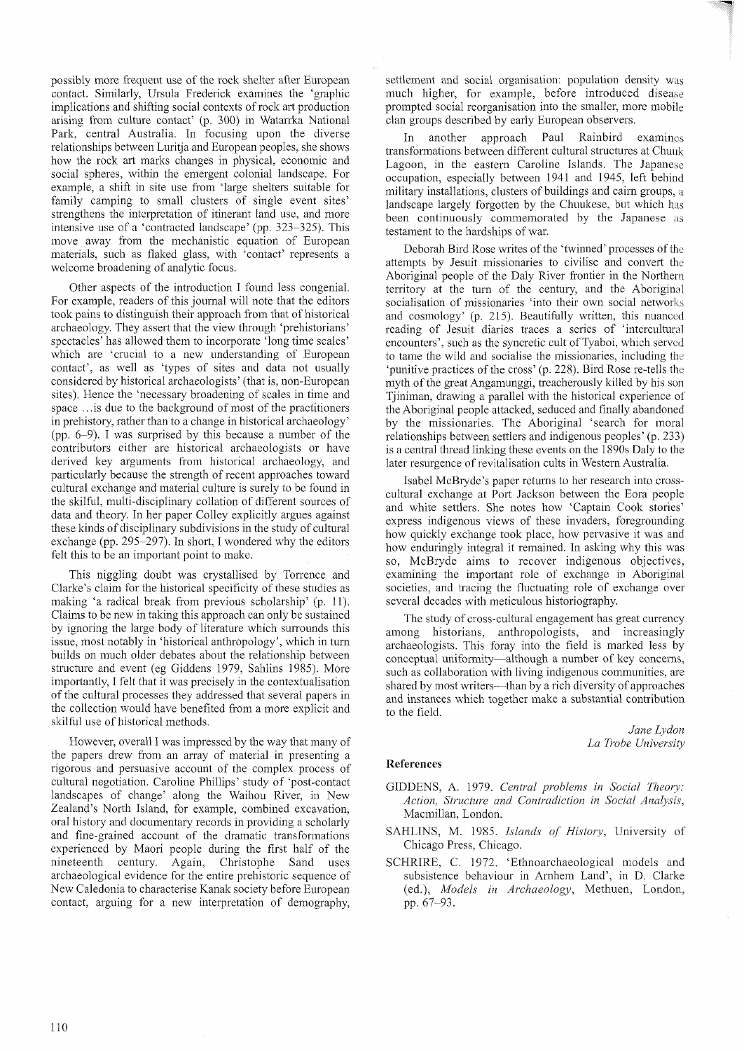possibly more frequent use of the rock shelter after European contact. Similarly, Ursula Frederick examines the 'graphic implications and shifting social contexts of rock art production arising from culture contact' (p. 300) in Watarrka National Park, central Australia. In focusing upon the diverse relationships between Luritja and European peoples, she shows how the rock art marks changes in physical, economic and social spheres, within the emergent colonial landscape. For example, a shift in site use from 'large shelters suitable for family camping to small clusters of single event sites' strengthens the interpretation of itinerant land use, and more intensive use of a 'contracted landscape' (pp. 323–325). This move away from the mechanistic equation of European materials, such as flaked glass, with 'contact' represents a welcome broadening of analytic focus.

Other aspects of the introduction I found less congenial. For example, readers of this journal will note that the editors took pains to distinguish their approach from that of historical archaeology. They assert that the view through 'prehistorians' spectacles' has allowed them to incorporate 'long time scales' which are 'crucial to a new understanding of European contact', as well as 'types of sites and data not usually considered by historical archaeologists' (that is, non-European sites). Hence the 'necessary broadening of scales in time and space …is due to the background of most of the practitioners in prehistory, rather than to a change in historical archaeology' (pp. 6–9). I was surprised by this because a number of the contributors either are historical archaeologists or have derived key arguments from historical archaeology, and particularly because the strength of recent approaches toward cultural exchange and material culture is surely to be found in the skilful, multi-disciplinary collation of different sources of data and theory. In her paper Colley explicitly argues against these kinds of disciplinary subdivisions in the study of cultural exchange (pp. 295–297). In short, I wondered why the editors felt this to be an important point to make.

This niggling doubt was crystallised by Torrence and Clarke's claim for the historical specificity of these studies as making 'a radical break from previous scholarship' (p. 11). Claims to be new in taking this approach can only be sustained by ignoring the large body of literature which surrounds this issue, most notably in 'historical anthropology', which in turn builds on much older debates about the relationship between structure and event (eg Giddens 1979, Sahlins 1985). More importantly, I felt that it was precisely in the contextualisation of the cultural processes they addressed that several papers in the collection would have benefited from a more explicit and skilful use of historical methods.

However, overall I was impressed by the way that many of the papers drew from an array of material in presenting a rigorous and persuasive account of the complex process of cultural negotiation. Caroline Phillips' study of 'post-contact landscapes of change' along the Waihou River, in New Zealand's North Island, for example, combined excavation, oral history and documentary records in providing a scholarly and fine-grained account of the dramatic transformations experienced by Maori people during the first half of the nineteenth century. Again, Christophe Sand uses archaeological evidence for the entire prehistoric sequence of New Caledonia to characterise Kanak society before European contact, arguing for a new interpretation of demography, settlement and social organisation: population density was much higher, for example, before introduced disease prompted social reorganisation into the smaller, more mobile clan groups described by early European observers.

In another approach Paul Rainbird examines transformations between different cultural structures at Chuuk Lagoon, in the eastern Caroline Islands. The Japanese occupation, especially between 1941 and 1945, left behind military installations, clusters of buildings and cairn groups, a landscape largely forgotten by the Chuukese, but which has been continuously commemorated by the Japanese as testament to the hardships of war.

Deborah Bird Rose writes of the 'twinned' processes of the attempts by Jesuit missionaries to civilise and convert the Aboriginal people of the Daly River frontier in the Northern territory at the turn of the century, and the Aboriginal socialisation of missionaries 'into their own social networks and cosmology' (p. 215). Beautifully written, this nuanced reading of Jesuit diaries traces a series of 'intercultural encounters', such as the syncretic cult of Tyaboi, which served to tame the wild and socialise the missionaries, including the 'punitive practices of the cross' (p. 228). Bird Rose re-tells the myth of the great Angamunggi, treacherously killed by his son Tjiniman, drawing a parallel with the historical experience of the Aboriginal people attacked, seduced and finally abandoned by the missionaries. The Aboriginal 'search for moral relationships between settlers and indigenous peoples' (p. 233) is a central thread linking these events on the 1890s Daly to the later resurgence of revitalisation cults in Western Australia.

Isabel McBryde's paper returns to her research into cross-cultural exchange at Port Jackson between the Eora people and white settlers. She notes how 'Captain Cook stories' express indigenous views of these invaders, foregrounding how quickly exchange took place, how pervasive it was and how enduringly integral it remained. In asking why this was so, McBryde aims to recover indigenous objectives, examining the important role of exchange in Aboriginal societies, and tracing the fluctuating role of exchange over several decades with meticulous historiography.

The study of cross-cultural engagement has great currency among historians, anthropologists, and increasingly archaeologists. This foray into the field is marked less by conceptual uniformity—although a number of key concerns, such as collaboration with living indigenous communities, are shared by most writers—than by a rich diversity of approaches and instances which together make a substantial contribution to the field.

*Jane Lydon*
*La Trobe University*

## References

GIDDENS, A. 1979. *Central problems in Social Theory: Action, Structure and Contradiction in Social Analysis*, Macmillan, London.

SAHLINS, M. 1985. *Islands of History*, University of Chicago Press, Chicago.

SCHRIRE, C. 1972. 'Ethnoarchaeological models and subsistence behaviour in Arnhem Land', in D. Clarke (ed.), *Models in Archaeology*, Methuen, London, pp. 67–93.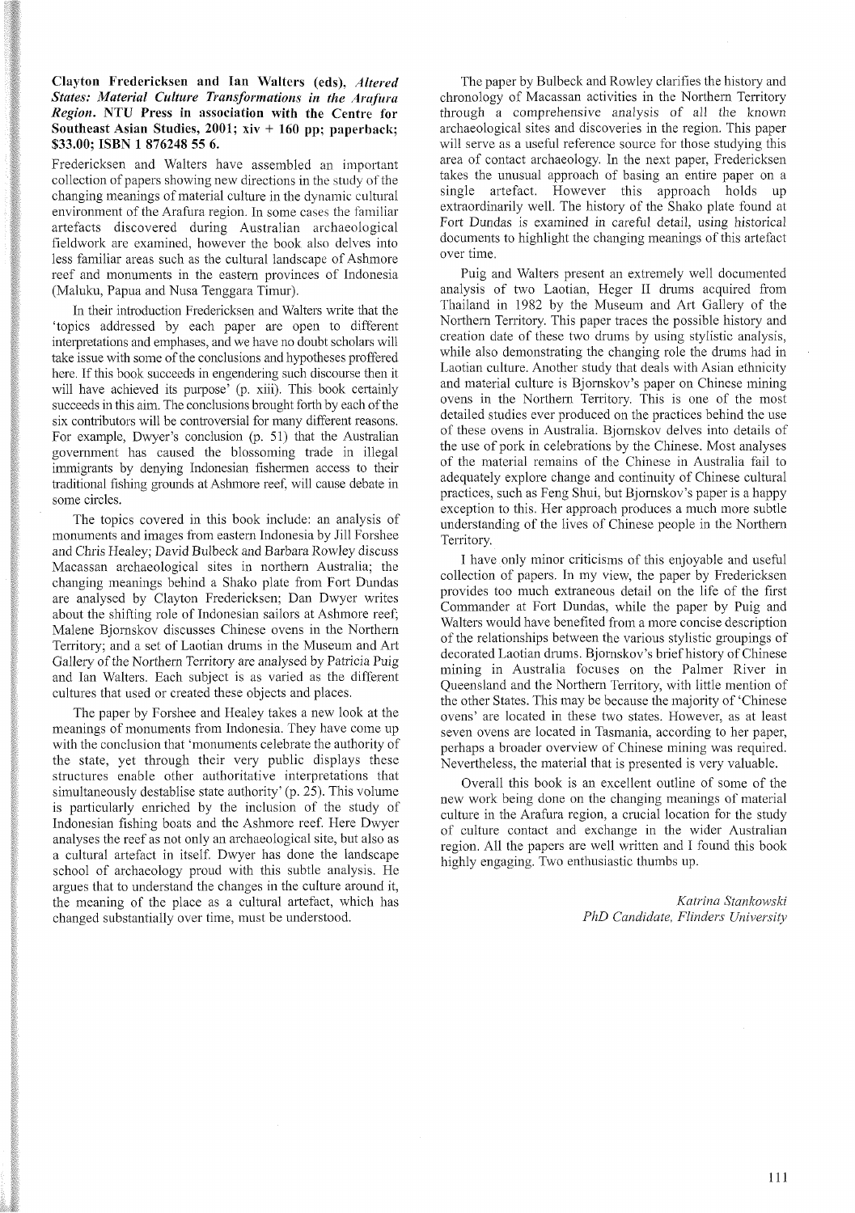**Clayton Fredericksen and Ian Walters (eds), *Altered States: Material Culture Transformations in the Arafura Region*. NTU Press in association with the Centre for Southeast Asian Studies, 2001; xiv + 160 pp; paperback; $33.00; ISBN 1 876248 55 6.**

Fredericksen and Walters have assembled an important collection of papers showing new directions in the study of the changing meanings of material culture in the dynamic cultural environment of the Arafura region. In some cases the familiar artefacts discovered during Australian archaeological fieldwork are examined, however the book also delves into less familiar areas such as the cultural landscape of Ashmore reef and monuments in the eastern provinces of Indonesia (Maluku, Papua and Nusa Tenggara Timur).

In their introduction Fredericksen and Walters write that the 'topics addressed by each paper are open to different interpretations and emphases, and we have no doubt scholars will take issue with some of the conclusions and hypotheses proffered here. If this book succeeds in engendering such discourse then it will have achieved its purpose' (p. xiii). This book certainly succeeds in this aim. The conclusions brought forth by each of the six contributors will be controversial for many different reasons. For example, Dwyer's conclusion (p. 51) that the Australian government has caused the blossoming trade in illegal immigrants by denying Indonesian fishermen access to their traditional fishing grounds at Ashmore reef, will cause debate in some circles.

The topics covered in this book include: an analysis of monuments and images from eastern Indonesia by Jill Forshee and Chris Healey; David Bulbeck and Barbara Rowley discuss Macassan archaeological sites in northern Australia; the changing meanings behind a Shako plate from Fort Dundas are analysed by Clayton Fredericksen; Dan Dwyer writes about the shifting role of Indonesian sailors at Ashmore reef; Malene Bjornskov discusses Chinese ovens in the Northern Territory; and a set of Laotian drums in the Museum and Art Gallery of the Northern Territory are analysed by Patricia Puig and Ian Walters. Each subject is as varied as the different cultures that used or created these objects and places.

The paper by Forshee and Healey takes a new look at the meanings of monuments from Indonesia. They have come up with the conclusion that 'monuments celebrate the authority of the state, yet through their very public displays these structures enable other authoritative interpretations that simultaneously destablise state authority' (p. 25). This volume is particularly enriched by the inclusion of the study of Indonesian fishing boats and the Ashmore reef. Here Dwyer analyses the reef as not only an archaeological site, but also as a cultural artefact in itself. Dwyer has done the landscape school of archaeology proud with this subtle analysis. He argues that to understand the changes in the culture around it, the meaning of the place as a cultural artefact, which has changed substantially over time, must be understood.

The paper by Bulbeck and Rowley clarifies the history and chronology of Macassan activities in the Northern Territory through a comprehensive analysis of all the known archaeological sites and discoveries in the region. This paper will serve as a useful reference source for those studying this area of contact archaeology. In the next paper, Fredericksen takes the unusual approach of basing an entire paper on a single artefact. However this approach holds up extraordinarily well. The history of the Shako plate found at Fort Dundas is examined in careful detail, using historical documents to highlight the changing meanings of this artefact over time.

Puig and Walters present an extremely well documented analysis of two Laotian, Heger II drums acquired from Thailand in 1982 by the Museum and Art Gallery of the Northern Territory. This paper traces the possible history and creation date of these two drums by using stylistic analysis, while also demonstrating the changing role the drums had in Laotian culture. Another study that deals with Asian ethnicity and material culture is Bjornskov's paper on Chinese mining ovens in the Northern Territory. This is one of the most detailed studies ever produced on the practices behind the use of these ovens in Australia. Bjornskov delves into details of the use of pork in celebrations by the Chinese. Most analyses of the material remains of the Chinese in Australia fail to adequately explore change and continuity of Chinese cultural practices, such as Feng Shui, but Bjornskov's paper is a happy exception to this. Her approach produces a much more subtle understanding of the lives of Chinese people in the Northern Territory.

I have only minor criticisms of this enjoyable and useful collection of papers. In my view, the paper by Fredericksen provides too much extraneous detail on the life of the first Commander at Fort Dundas, while the paper by Puig and Walters would have benefited from a more concise description of the relationships between the various stylistic groupings of decorated Laotian drums. Bjornskov's brief history of Chinese mining in Australia focuses on the Palmer River in Queensland and the Northern Territory, with little mention of the other States. This may be because the majority of 'Chinese ovens' are located in these two states. However, as at least seven ovens are located in Tasmania, according to her paper, perhaps a broader overview of Chinese mining was required. Nevertheless, the material that is presented is very valuable.

Overall this book is an excellent outline of some of the new work being done on the changing meanings of material culture in the Arafura region, a crucial location for the study of culture contact and exchange in the wider Australian region. All the papers are well written and I found this book highly engaging. Two enthusiastic thumbs up.

*Katrina Stankowski*
*PhD Candidate, Flinders University*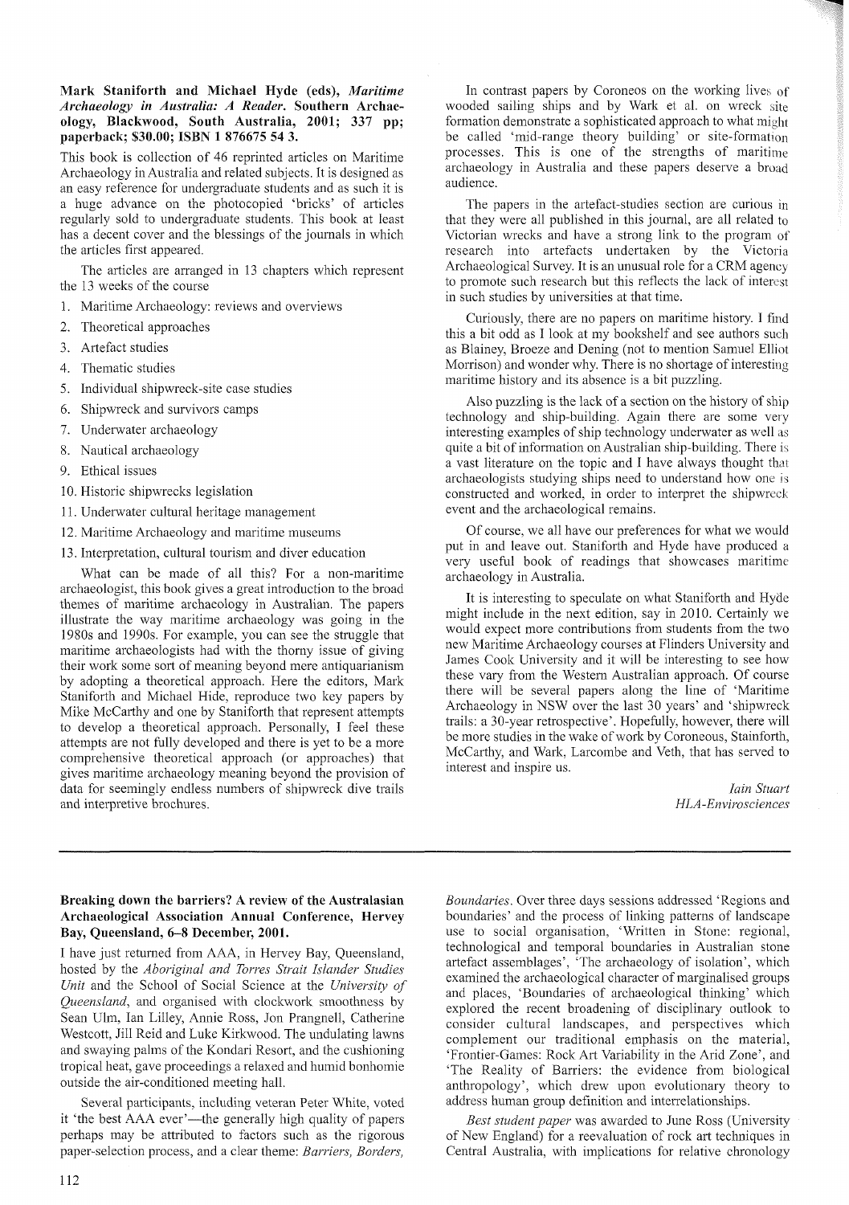**Mark Staniforth and Michael Hyde (eds), *Maritime Archaeology in Australia: A Reader*. Southern Archaeology, Blackwood, South Australia, 2001; 337 pp; paperback; $30.00; ISBN 1 876675 54 3.**

This book is collection of 46 reprinted articles on Maritime Archaeology in Australia and related subjects. It is designed as an easy reference for undergraduate students and as such it is a huge advance on the photocopied 'bricks' of articles regularly sold to undergraduate students. This book at least has a decent cover and the blessings of the journals in which the articles first appeared.

The articles are arranged in 13 chapters which represent the 13 weeks of the course

1. Maritime Archaeology: reviews and overviews
2. Theoretical approaches
3. Artefact studies
4. Thematic studies
5. Individual shipwreck-site case studies
6. Shipwreck and survivors camps
7. Underwater archaeology
8. Nautical archaeology
9. Ethical issues
10. Historic shipwrecks legislation
11. Underwater cultural heritage management
12. Maritime Archaeology and maritime museums
13. Interpretation, cultural tourism and diver education

What can be made of all this? For a non-maritime archaeologist, this book gives a great introduction to the broad themes of maritime archaeology in Australian. The papers illustrate the way maritime archaeology was going in the 1980s and 1990s. For example, you can see the struggle that maritime archaeologists had with the thorny issue of giving their work some sort of meaning beyond mere antiquarianism by adopting a theoretical approach. Here the editors, Mark Staniforth and Michael Hide, reproduce two key papers by Mike McCarthy and one by Staniforth that represent attempts to develop a theoretical approach. Personally, I feel these attempts are not fully developed and there is yet to be a more comprehensive theoretical approach (or approaches) that gives maritime archaeology meaning beyond the provision of data for seemingly endless numbers of shipwreck dive trails and interpretive brochures.

In contrast papers by Coroneos on the working lives of wooded sailing ships and by Wark et al. on wreck site formation demonstrate a sophisticated approach to what might be called 'mid-range theory building' or site-formation processes. This is one of the strengths of maritime archaeology in Australia and these papers deserve a broad audience.

The papers in the artefact-studies section are curious in that they were all published in this journal, are all related to Victorian wrecks and have a strong link to the program of research into artefacts undertaken by the Victoria Archaeological Survey. It is an unusual role for a CRM agency to promote such research but this reflects the lack of interest in such studies by universities at that time.

Curiously, there are no papers on maritime history. I find this a bit odd as I look at my bookshelf and see authors such as Blainey, Broeze and Dening (not to mention Samuel Elliot Morrison) and wonder why. There is no shortage of interesting maritime history and its absence is a bit puzzling.

Also puzzling is the lack of a section on the history of ship technology and ship-building. Again there are some very interesting examples of ship technology underwater as well as quite a bit of information on Australian ship-building. There is a vast literature on the topic and I have always thought that archaeologists studying ships need to understand how one is constructed and worked, in order to interpret the shipwreck event and the archaeological remains.

Of course, we all have our preferences for what we would put in and leave out. Staniforth and Hyde have produced a very useful book of readings that showcases maritime archaeology in Australia.

It is interesting to speculate on what Staniforth and Hyde might include in the next edition, say in 2010. Certainly we would expect more contributions from students from the two new Maritime Archaeology courses at Flinders University and James Cook University and it will be interesting to see how these vary from the Western Australian approach. Of course there will be several papers along the line of 'Maritime Archaeology in NSW over the last 30 years' and 'shipwreck trails: a 30-year retrospective'. Hopefully, however, there will be more studies in the wake of work by Coroneous, Stainforth, McCarthy, and Wark, Larcombe and Veth, that has served to interest and inspire us.

*Iain Stuart*
*HLA-Envirosciences*

---

**Breaking down the barriers? A review of the Australasian Archaeological Association Annual Conference, Hervey Bay, Queensland, 6–8 December, 2001.**

I have just returned from AAA, in Hervey Bay, Queensland, hosted by the *Aboriginal and Torres Strait Islander Studies Unit* and the School of Social Science at the *University of Queensland*, and organised with clockwork smoothness by Sean Ulm, Ian Lilley, Annie Ross, Jon Prangnell, Catherine Westcott, Jill Reid and Luke Kirkwood. The undulating lawns and swaying palms of the Kondari Resort, and the cushioning tropical heat, gave proceedings a relaxed and humid bonhomie outside the air-conditioned meeting hall.

Several participants, including veteran Peter White, voted it 'the best AAA ever'—the generally high quality of papers perhaps may be attributed to factors such as the rigorous paper-selection process, and a clear theme: *Barriers, Borders, Boundaries*. Over three days sessions addressed 'Regions and boundaries' and the process of linking patterns of landscape use to social organisation, 'Written in Stone: regional, technological and temporal boundaries in Australian stone artefact assemblages', 'The archaeology of isolation', which examined the archaeological character of marginalised groups and places, 'Boundaries of archaeological thinking' which explored the recent broadening of disciplinary outlook to consider cultural landscapes, and perspectives which complement our traditional emphasis on the material, 'Frontier-Games: Rock Art Variability in the Arid Zone', and 'The Reality of Barriers: the evidence from biological anthropology', which drew upon evolutionary theory to address human group definition and interrelationships.

*Best student paper* was awarded to June Ross (University of New England) for a reevaluation of rock art techniques in Central Australia, with implications for relative chronology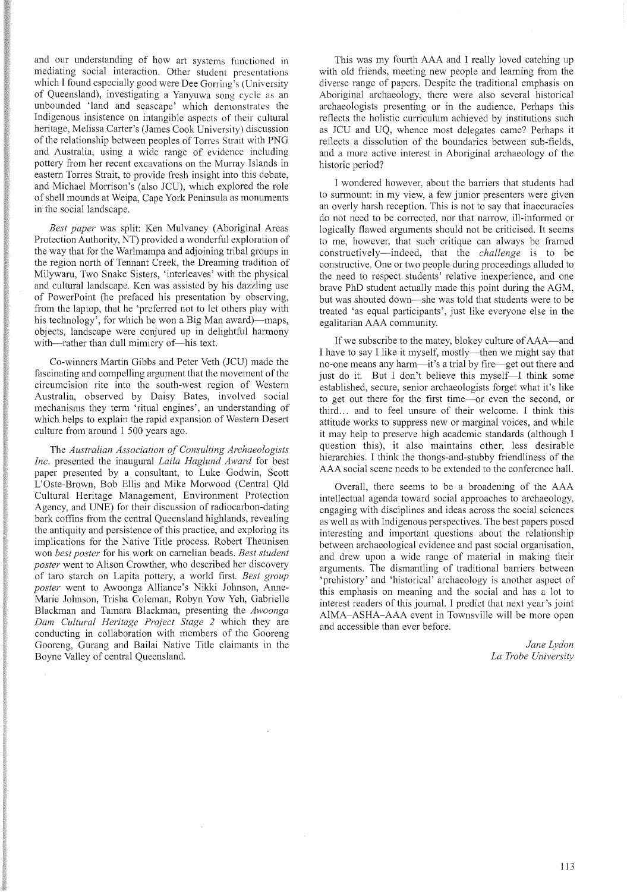and our understanding of how art systems functioned in mediating social interaction. Other student presentations which I found especially good were Dee Gorring's (University of Queensland), investigating a Yanyuwa song cycle as an unbounded 'land and seascape' which demonstrates the Indigenous insistence on intangible aspects of their cultural heritage, Melissa Carter's (James Cook University) discussion of the relationship between peoples of Torres Strait with PNG and Australia, using a wide range of evidence including pottery from her recent excavations on the Murray Islands in eastern Torres Strait, to provide fresh insight into this debate, and Michael Morrison's (also JCU), which explored the role of shell mounds at Weipa, Cape York Peninsula as monuments in the social landscape.

*Best paper* was split: Ken Mulvaney (Aboriginal Areas Protection Authority, NT) provided a wonderful exploration of the way that for the Warlmampa and adjoining tribal groups in the region north of Tennant Creek, the Dreaming tradition of Milywaru, Two Snake Sisters, 'interleaves' with the physical and cultural landscape. Ken was assisted by his dazzling use of PowerPoint (he prefaced his presentation by observing, from the laptop, that he 'preferred not to let others play with his technology', for which he won a Big Man award)—maps, objects, landscape were conjured up in delightful harmony with—rather than dull mimicry of—his text.

Co-winners Martin Gibbs and Peter Veth (JCU) made the fascinating and compelling argument that the movement of the circumcision rite into the south-west region of Western Australia, observed by Daisy Bates, involved social mechanisms they term 'ritual engines', an understanding of which helps to explain the rapid expansion of Western Desert culture from around 1 500 years ago.

The *Australian Association of Consulting Archaeologists Inc.* presented the inaugural *Laila Haglund Award* for best paper presented by a consultant, to Luke Godwin, Scott L'Oste-Brown, Bob Ellis and Mike Morwood (Central Qld Cultural Heritage Management, Environment Protection Agency, and UNE) for their discussion of radiocarbon-dating bark coffins from the central Queensland highlands, revealing the antiquity and persistence of this practice, and exploring its implications for the Native Title process. Robert Theunisen won *best poster* for his work on carnelian beads. *Best student poster* went to Alison Crowther, who described her discovery of taro starch on Lapita pottery, a world first. *Best group poster* went to Awoonga Alliance's Nikki Johnson, Anne-Marie Johnson, Trisha Coleman, Robyn Yow Yeh, Gabrielle Blackman and Tamara Blackman, presenting the *Awoonga Dam Cultural Heritage Project Stage 2* which they are conducting in collaboration with members of the Gooreng Gooreng, Gurang and Bailai Native Title claimants in the Boyne Valley of central Queensland.

This was my fourth AAA and I really loved catching up with old friends, meeting new people and learning from the diverse range of papers. Despite the traditional emphasis on Aboriginal archaeology, there were also several historical archaeologists presenting or in the audience. Perhaps this reflects the holistic curriculum achieved by institutions such as JCU and UQ, whence most delegates came? Perhaps it reflects a dissolution of the boundaries between sub-fields, and a more active interest in Aboriginal archaeology of the historic period?

I wondered however, about the barriers that students had to surmount: in my view, a few junior presenters were given an overly harsh reception. This is not to say that inaccuracies do not need to be corrected, nor that narrow, ill-informed or logically flawed arguments should not be criticised. It seems to me, however, that such critique can always be framed constructively—indeed, that the *challenge* is to be constructive. One or two people during proceedings alluded to the need to respect students' relative inexperience, and one brave PhD student actually made this point during the AGM, but was shouted down—she was told that students were to be treated 'as equal participants', just like everyone else in the egalitarian AAA community.

If we subscribe to the matey, blokey culture of AAA—and I have to say I like it myself, mostly—then we might say that no-one means any harm—it's a trial by fire—get out there and just do it. But I don't believe this myself—I think some established, secure, senior archaeologists forget what it's like to get out there for the first time—or even the second, or third… and to feel unsure of their welcome. I think this attitude works to suppress new or marginal voices, and while it may help to preserve high academic standards (although I question this), it also maintains other, less desirable hierarchies. I think the thongs-and-stubby friendliness of the AAA social scene needs to be extended to the conference hall.

Overall, there seems to be a broadening of the AAA intellectual agenda toward social approaches to archaeology, engaging with disciplines and ideas across the social sciences as well as with Indigenous perspectives. The best papers posed interesting and important questions about the relationship between archaeological evidence and past social organisation, and drew upon a wide range of material in making their arguments. The dismantling of traditional barriers between 'prehistory' and 'historical' archaeology is another aspect of this emphasis on meaning and the social and has a lot to interest readers of this journal. I predict that next year's joint AIMA–ASHA–AAA event in Townsville will be more open and accessible than ever before.

*Jane Lydon*
*La Trobe University*